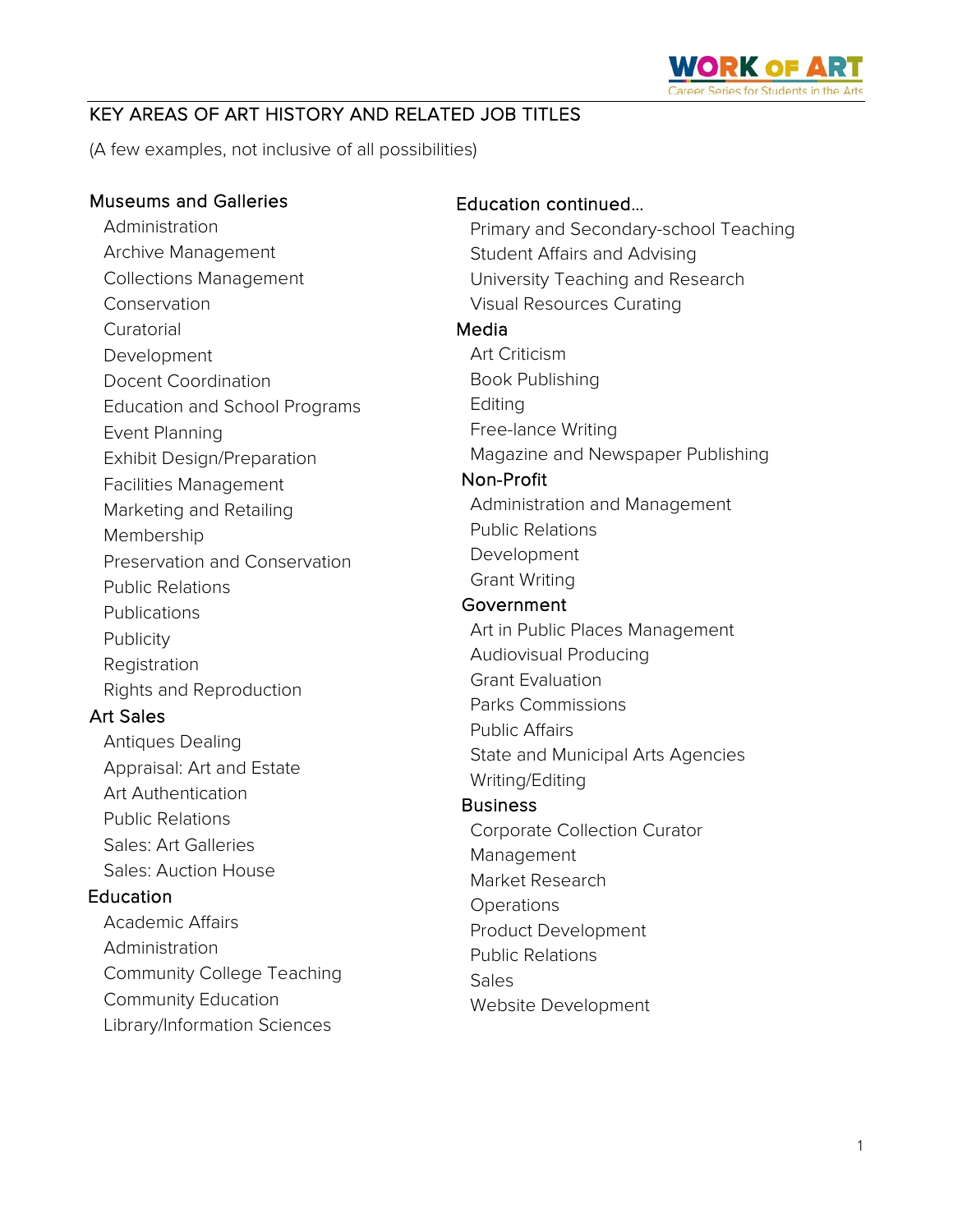# KEY AREAS OF ART HISTORY AND RELATED JOB TITLES

(A few examples, not inclusive of all possibilities)

## Museums and Galleries

- Administration
- Archive Management
- Collections Management
- Conservation
- Curatorial
- Development
- Docent Coordination
- Education and School Programs
- Event Planning
- Exhibit Design/Preparation
- Facilities Management
- Marketing and Retailing
- Membership
- Preservation and Conservation
- Public Relations
- Publications
- Publicity
- Registration
- Rights and Reproduction

## Art Sales

- Antiques Dealing
- Appraisal: Art and Estate
- Art Authentication
- Public Relations
- Sales: Art Galleries
- Sales: Auction House

## Education

- Academic Affairs
- Administration
- Community College Teaching
- Community Education
- Library/Information Sciences

## Education continued…

- Primary and Secondary-school Teaching
- Student Affairs and Advising
- University Teaching and Research
- Visual Resources Curating

## Media

- Art Criticism
- Book Publishing
- Editing
- Free-lance Writing
- Magazine and Newspaper Publishing

## Non-Profit

- Administration and Management
- Public Relations
- Development
- Grant Writing

## Government

- Art in Public Places Management
- Audiovisual Producing
- Grant Evaluation
- Parks Commissions
- Public Affairs
- State and Municipal Arts Agencies
- Writing/Editing

## Business

- Corporate Collection Curator
- Management
- Market Research
- Operations
- Product Development
- Public Relations
- Sales
- Website Development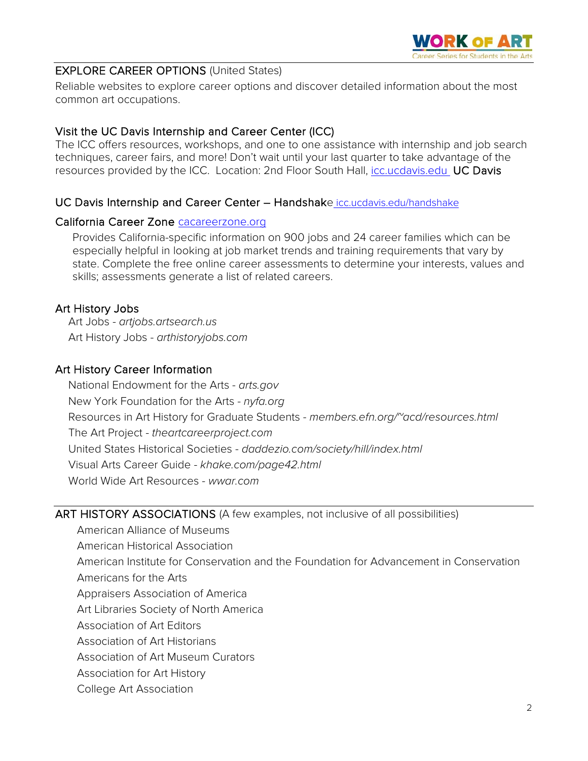## EXPLORE CAREER OPTIONS (United States)

Reliable websites to explore career options and discover detailed information about the most common art occupations.

### Visit the UC Davis Internship and Career Center (ICC)

The ICC offers resources, workshops, and one to one assistance with internship and job search techniques, career fairs, and more! Don't wait until your last quarter to take advantage of the resources provided by the ICC. Location: 2nd Floor South Hall, [icc.ucdavis.edu](icc.ucdavis.edu) UC Davis

### UC Davis Internship and Career Center – Handshake [icc.ucdavis.edu/handshake](icc.ucdavis.edu/handshake)

### California Career Zone [cacareerzone.org](cacareerzone.org)

Provides California-specific information on 900 jobs and 24 career families which can be especially helpful in looking at job market trends and training requirements that vary by state. Complete the free online career assessments to determine your interests, values and skills; assessments generate a list of related careers.

### Art History Jobs

- Art Jobs - *artjobs.artsearch.us*
- Art History Jobs - *arthistoryjobs.com*

### Art History Career Information

- National Endowment for the Arts - *arts.gov*
- New York Foundation for the Arts - *nyfa.org*
- Resources in Art History for Graduate Students - *members.efn.org/~acd/resources.html*
- The Art Project - *theartcareerproject.com*
- United States Historical Societies - *daddezio.com/society/hill/index.html*
- Visual Arts Career Guide - *khake.com/page42.html*
- World Wide Art Resources - *wwar.com*

## ART HISTORY ASSOCIATIONS (A few examples, not inclusive of all possibilities)

- American Alliance of Museums
- American Historical Association
- American Institute for Conservation and the Foundation for Advancement in Conservation
- Americans for the Arts
- Appraisers Association of America
- Art Libraries Society of North America
- Association of Art Editors
- Association of Art Historians
- Association of Art Museum Curators
- Association for Art History
- College Art Association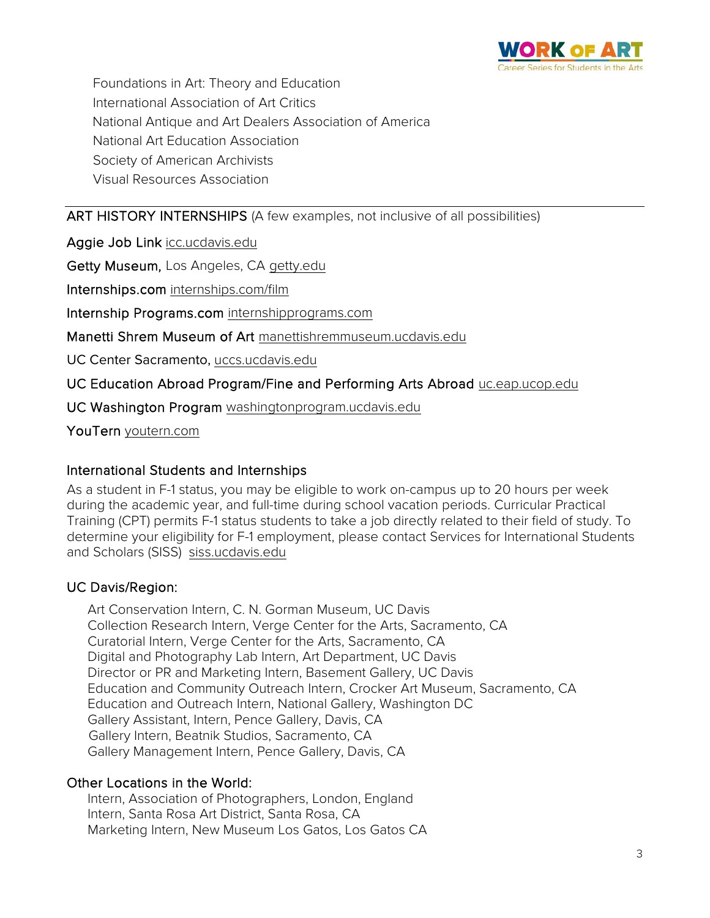- Foundations in Art: Theory and Education
- International Association of Art Critics
- National Antique and Art Dealers Association of America
- National Art Education Association
- Society of American Archivists
- Visual Resources Association

---

## ART HISTORY INTERNSHIPS (A few examples, not inclusive of all possibilities)

Aggie Job Link icc.ucdavis.edu

Getty Museum, Los Angeles, CA getty.edu

Internships.com internships.com/film

Internship Programs.com internshipprograms.com

Manetti Shrem Museum of Art manettishremmuseum.ucdavis.edu

UC Center Sacramento, uccs.ucdavis.edu

UC Education Abroad Program/Fine and Performing Arts Abroad uc.eap.ucop.edu

UC Washington Program washingtonprogram.ucdavis.edu

YouTern youtern.com

### International Students and Internships

As a student in F-1 status, you may be eligible to work on-campus up to 20 hours per week during the academic year, and full-time during school vacation periods. Curricular Practical Training (CPT) permits F-1 status students to take a job directly related to their field of study. To determine your eligibility for F-1 employment, please contact Services for International Students and Scholars (SISS) siss.ucdavis.edu

### UC Davis/Region:

- Art Conservation Intern, C. N. Gorman Museum, UC Davis
- Collection Research Intern, Verge Center for the Arts, Sacramento, CA
- Curatorial Intern, Verge Center for the Arts, Sacramento, CA
- Digital and Photography Lab Intern, Art Department, UC Davis
- Director or PR and Marketing Intern, Basement Gallery, UC Davis
- Education and Community Outreach Intern, Crocker Art Museum, Sacramento, CA
- Education and Outreach Intern, National Gallery, Washington DC
- Gallery Assistant, Intern, Pence Gallery, Davis, CA
- Gallery Intern, Beatnik Studios, Sacramento, CA
- Gallery Management Intern, Pence Gallery, Davis, CA

### Other Locations in the World:

- Intern, Association of Photographers, London, England
- Intern, Santa Rosa Art District, Santa Rosa, CA
- Marketing Intern, New Museum Los Gatos, Los Gatos CA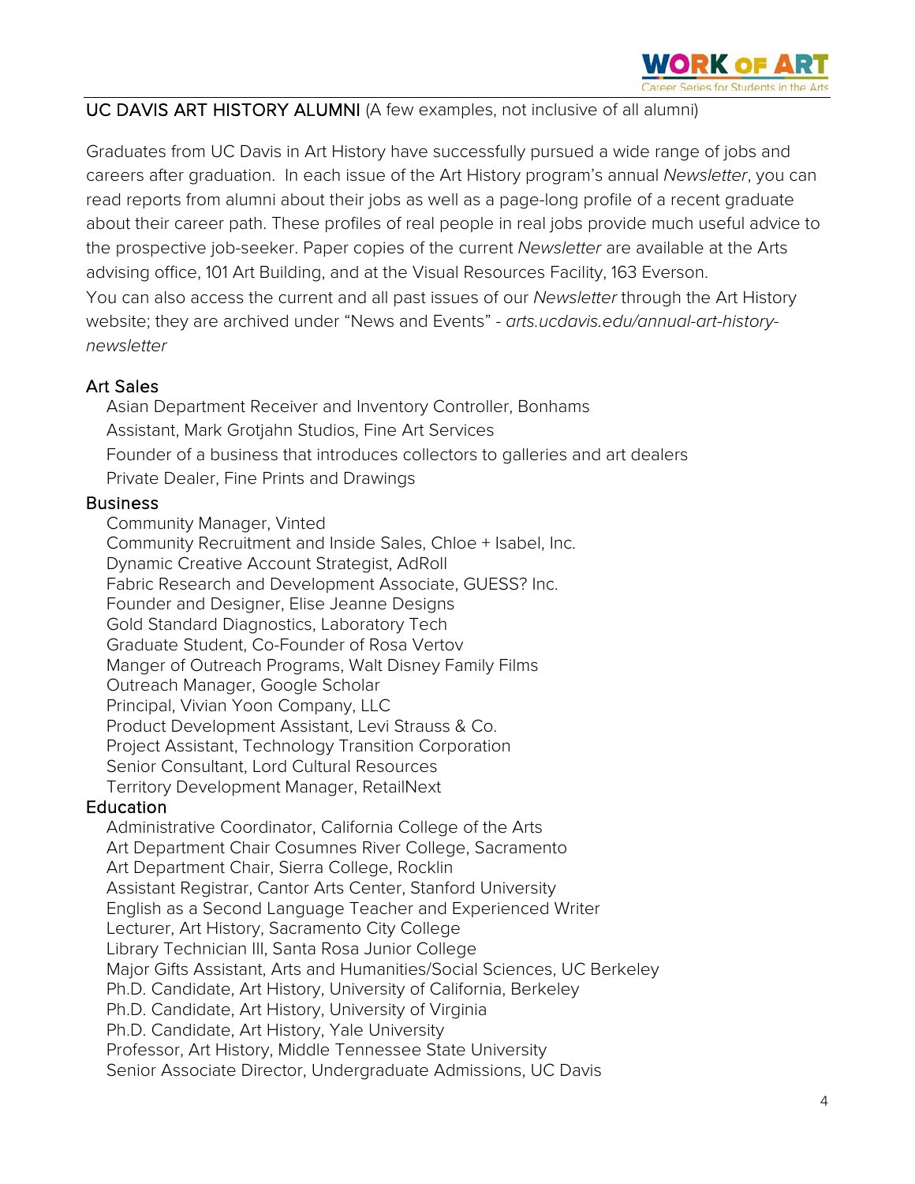UC DAVIS ART HISTORY ALUMNI (A few examples, not inclusive of all alumni)

Graduates from UC Davis in Art History have successfully pursued a wide range of jobs and careers after graduation. In each issue of the Art History program's annual *Newsletter*, you can read reports from alumni about their jobs as well as a page-long profile of a recent graduate about their career path. These profiles of real people in real jobs provide much useful advice to the prospective job-seeker. Paper copies of the current *Newsletter* are available at the Arts advising office, 101 Art Building, and at the Visual Resources Facility, 163 Everson.
You can also access the current and all past issues of our *Newsletter* through the Art History website; they are archived under "News and Events" - *arts.ucdavis.edu/annual-art-history-newsletter*

## Art Sales

- Asian Department Receiver and Inventory Controller, Bonhams
- Assistant, Mark Grotjahn Studios, Fine Art Services
- Founder of a business that introduces collectors to galleries and art dealers
- Private Dealer, Fine Prints and Drawings

## Business

- Community Manager, Vinted
- Community Recruitment and Inside Sales, Chloe + Isabel, Inc.
- Dynamic Creative Account Strategist, AdRoll
- Fabric Research and Development Associate, GUESS? Inc.
- Founder and Designer, Elise Jeanne Designs
- Gold Standard Diagnostics, Laboratory Tech
- Graduate Student, Co-Founder of Rosa Vertov
- Manger of Outreach Programs, Walt Disney Family Films
- Outreach Manager, Google Scholar
- Principal, Vivian Yoon Company, LLC
- Product Development Assistant, Levi Strauss & Co.
- Project Assistant, Technology Transition Corporation
- Senior Consultant, Lord Cultural Resources
- Territory Development Manager, RetailNext

## Education

- Administrative Coordinator, California College of the Arts
- Art Department Chair Cosumnes River College, Sacramento
- Art Department Chair, Sierra College, Rocklin
- Assistant Registrar, Cantor Arts Center, Stanford University
- English as a Second Language Teacher and Experienced Writer
- Lecturer, Art History, Sacramento City College
- Library Technician III, Santa Rosa Junior College
- Major Gifts Assistant, Arts and Humanities/Social Sciences, UC Berkeley
- Ph.D. Candidate, Art History, University of California, Berkeley
- Ph.D. Candidate, Art History, University of Virginia
- Ph.D. Candidate, Art History, Yale University
- Professor, Art History, Middle Tennessee State University
- Senior Associate Director, Undergraduate Admissions, UC Davis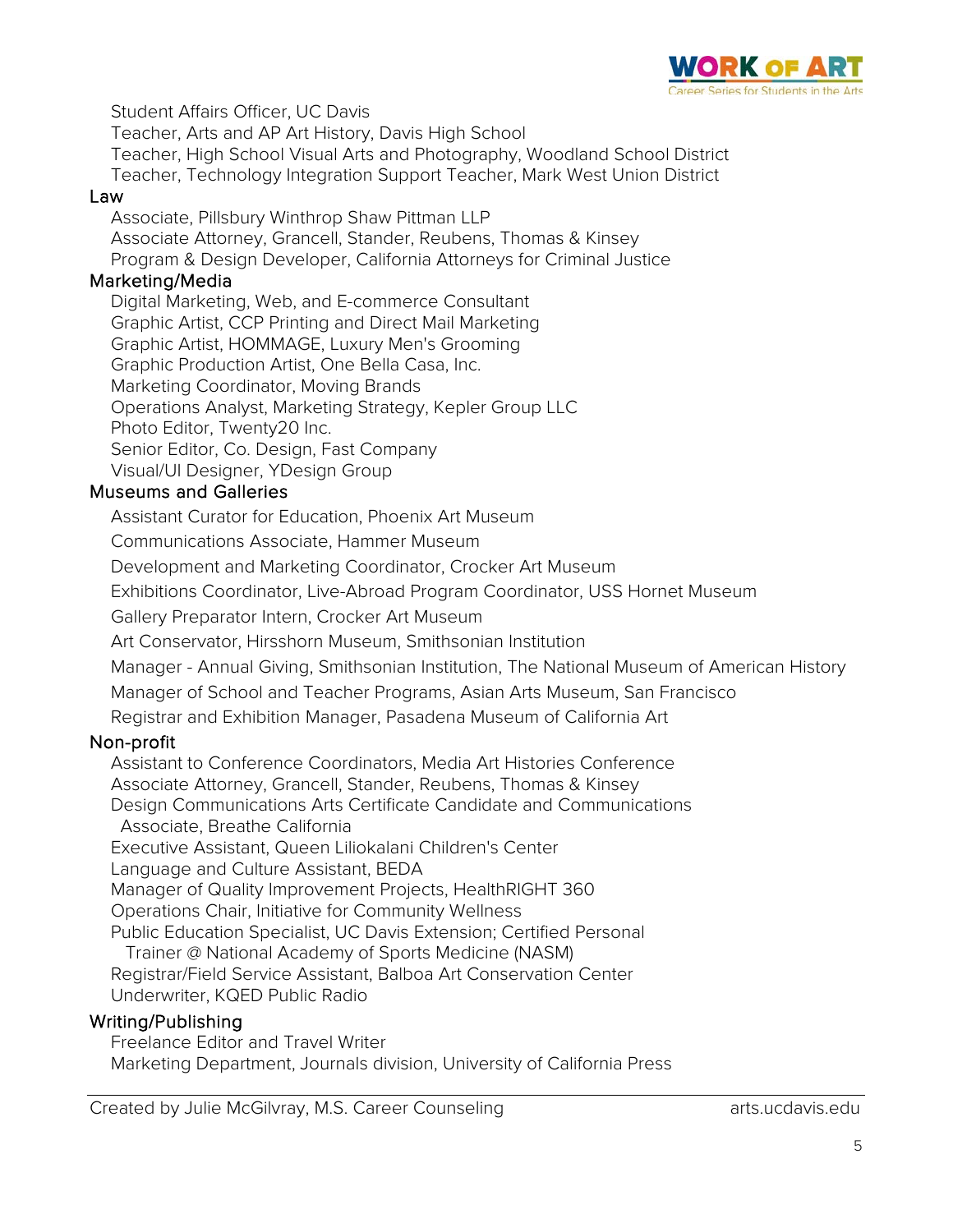Student Affairs Officer, UC Davis
Teacher, Arts and AP Art History, Davis High School
Teacher, High School Visual Arts and Photography, Woodland School District
Teacher, Technology Integration Support Teacher, Mark West Union District

## Law

Associate, Pillsbury Winthrop Shaw Pittman LLP
Associate Attorney, Grancell, Stander, Reubens, Thomas & Kinsey
Program & Design Developer, California Attorneys for Criminal Justice

## Marketing/Media

Digital Marketing, Web, and E-commerce Consultant
Graphic Artist, CCP Printing and Direct Mail Marketing
Graphic Artist, HOMMAGE, Luxury Men's Grooming
Graphic Production Artist, One Bella Casa, Inc.
Marketing Coordinator, Moving Brands
Operations Analyst, Marketing Strategy, Kepler Group LLC
Photo Editor, Twenty20 Inc.
Senior Editor, Co. Design, Fast Company
Visual/UI Designer, YDesign Group

## Museums and Galleries

Assistant Curator for Education, Phoenix Art Museum
Communications Associate, Hammer Museum
Development and Marketing Coordinator, Crocker Art Museum
Exhibitions Coordinator, Live-Abroad Program Coordinator, USS Hornet Museum
Gallery Preparator Intern, Crocker Art Museum
Art Conservator, Hirsshorn Museum, Smithsonian Institution
Manager - Annual Giving, Smithsonian Institution, The National Museum of American History
Manager of School and Teacher Programs, Asian Arts Museum, San Francisco
Registrar and Exhibition Manager, Pasadena Museum of California Art

## Non-profit

Assistant to Conference Coordinators, Media Art Histories Conference
Associate Attorney, Grancell, Stander, Reubens, Thomas & Kinsey
Design Communications Arts Certificate Candidate and Communications Associate, Breathe California
Executive Assistant, Queen Liliokalani Children's Center
Language and Culture Assistant, BEDA
Manager of Quality Improvement Projects, HealthRIGHT 360
Operations Chair, Initiative for Community Wellness
Public Education Specialist, UC Davis Extension; Certified Personal Trainer @ National Academy of Sports Medicine (NASM)
Registrar/Field Service Assistant, Balboa Art Conservation Center
Underwriter, KQED Public Radio

## Writing/Publishing

Freelance Editor and Travel Writer
Marketing Department, Journals division, University of California Press